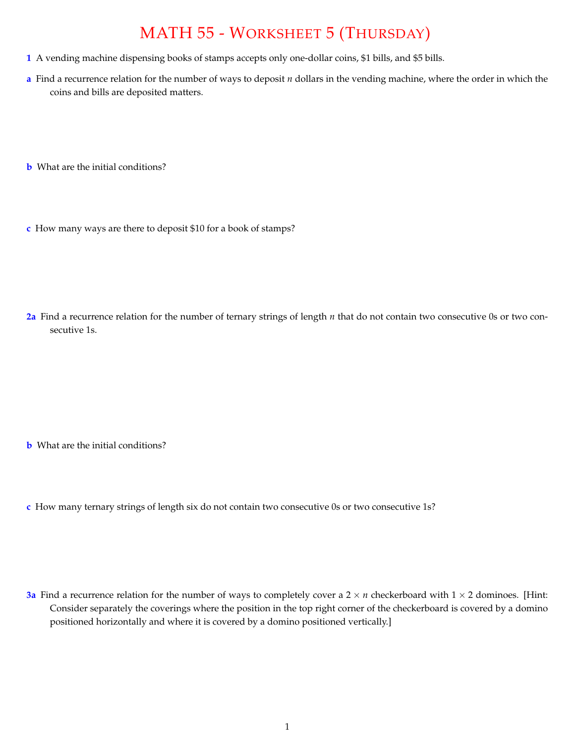# MATH 55 - WORKSHEET 5 (THURSDAY)

**1** A vending machine dispensing books of stamps accepts only one-dollar coins, \$1 bills, and \$5 bills.

**a** Find a recurrence relation for the number of ways to deposit $n$ dollars in the vending machine, where the order in which the coins and bills are deposited matters.

**b** What are the initial conditions?

**c** How many ways are there to deposit \$10 for a book of stamps?

**2a** Find a recurrence relation for the number of ternary strings of length $n$ that do not contain two consecutive 0s or two consecutive 1s.

**b** What are the initial conditions?

**c** How many ternary strings of length six do not contain two consecutive 0s or two consecutive 1s?

**3a** Find a recurrence relation for the number of ways to completely cover a $2 \times n$ checkerboard with $1 \times 2$ dominoes. [Hint: Consider separately the coverings where the position in the top right corner of the checkerboard is covered by a domino positioned horizontally and where it is covered by a domino positioned vertically.]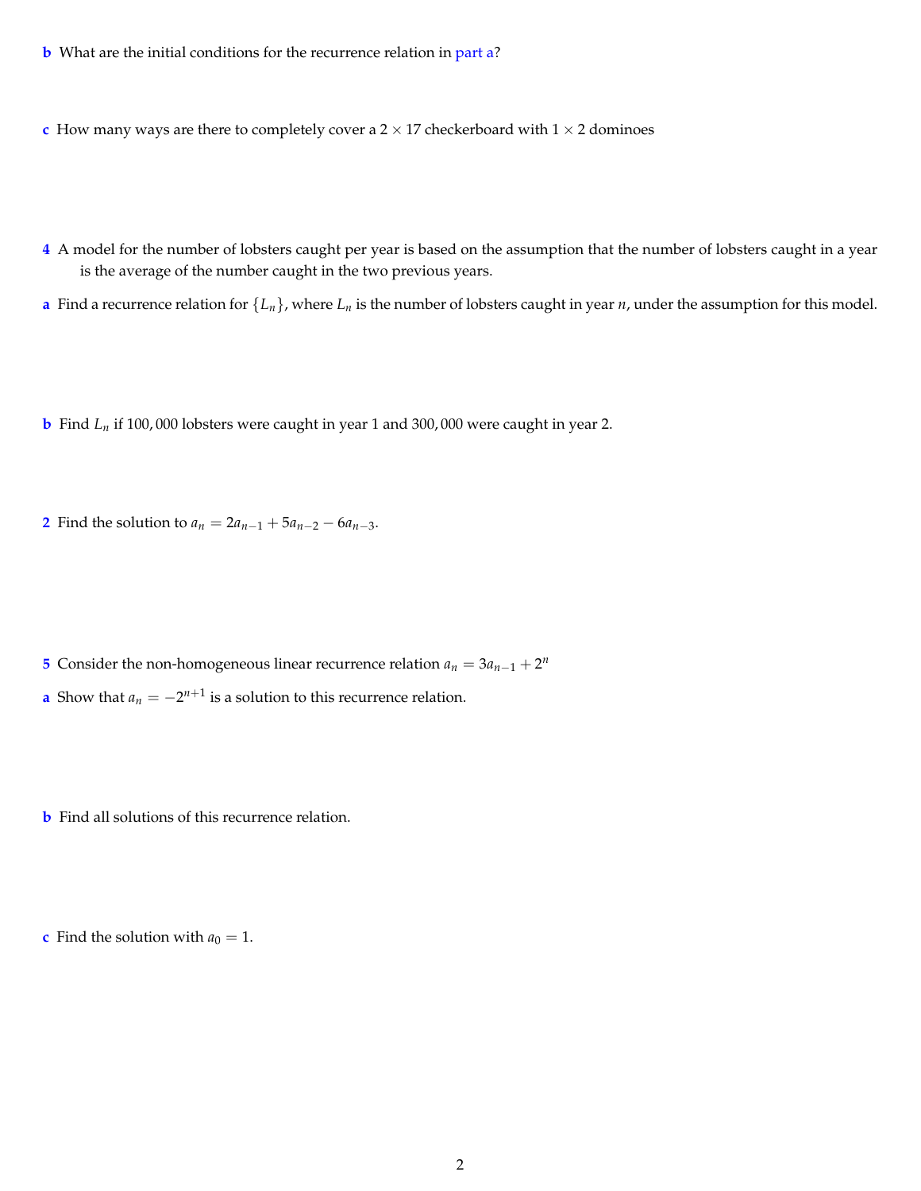**b** What are the initial conditions for the recurrence relation in part a?

**c** How many ways are there to completely cover a $2 \times 17$ checkerboard with $1 \times 2$ dominoes

**4** A model for the number of lobsters caught per year is based on the assumption that the number of lobsters caught in a year is the average of the number caught in the two previous years.

**a** Find a recurrence relation for $\{L_n\}$, where $L_n$ is the number of lobsters caught in year $n$, under the assumption for this model.

**b** Find $L_n$ if 100,000 lobsters were caught in year 1 and 300,000 were caught in year 2.

**2** Find the solution to $a_n = 2a_{n-1} + 5a_{n-2} - 6a_{n-3}$.

**5** Consider the non-homogeneous linear recurrence relation $a_n = 3a_{n-1} + 2^n$

**a** Show that $a_n = -2^{n+1}$ is a solution to this recurrence relation.

**b** Find all solutions of this recurrence relation.

**c** Find the solution with $a_0 = 1$.